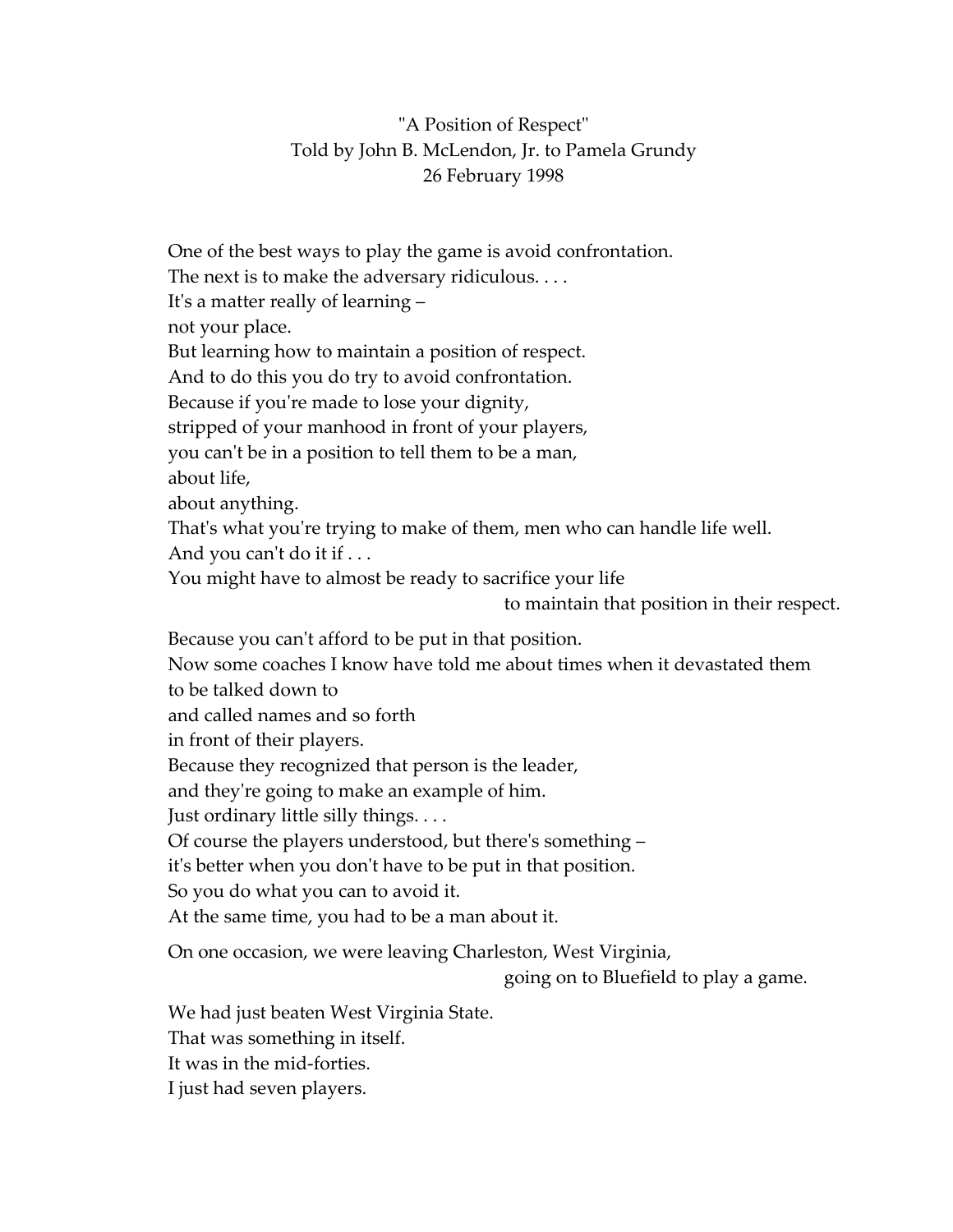"A Position of Respect"
Told by John B. McLendon, Jr. to Pamela Grundy
26 February 1998

One of the best ways to play the game is avoid confrontation.
The next is to make the adversary ridiculous. . . .
It's a matter really of learning –
not your place.
But learning how to maintain a position of respect.
And to do this you do try to avoid confrontation.
Because if you're made to lose your dignity,
stripped of your manhood in front of your players,
you can't be in a position to tell them to be a man,
about life,
about anything.
That's what you're trying to make of them, men who can handle life well.
And you can't do it if . . .
You might have to almost be ready to sacrifice your life
to maintain that position in their respect.

Because you can't afford to be put in that position.
Now some coaches I know have told me about times when it devastated them
to be talked down to
and called names and so forth
in front of their players.
Because they recognized that person is the leader,
and they're going to make an example of him.
Just ordinary little silly things. . . .
Of course the players understood, but there's something –
it's better when you don't have to be put in that position.
So you do what you can to avoid it.
At the same time, you had to be a man about it.

On one occasion, we were leaving Charleston, West Virginia,
going on to Bluefield to play a game.

We had just beaten West Virginia State.
That was something in itself.
It was in the mid-forties.
I just had seven players.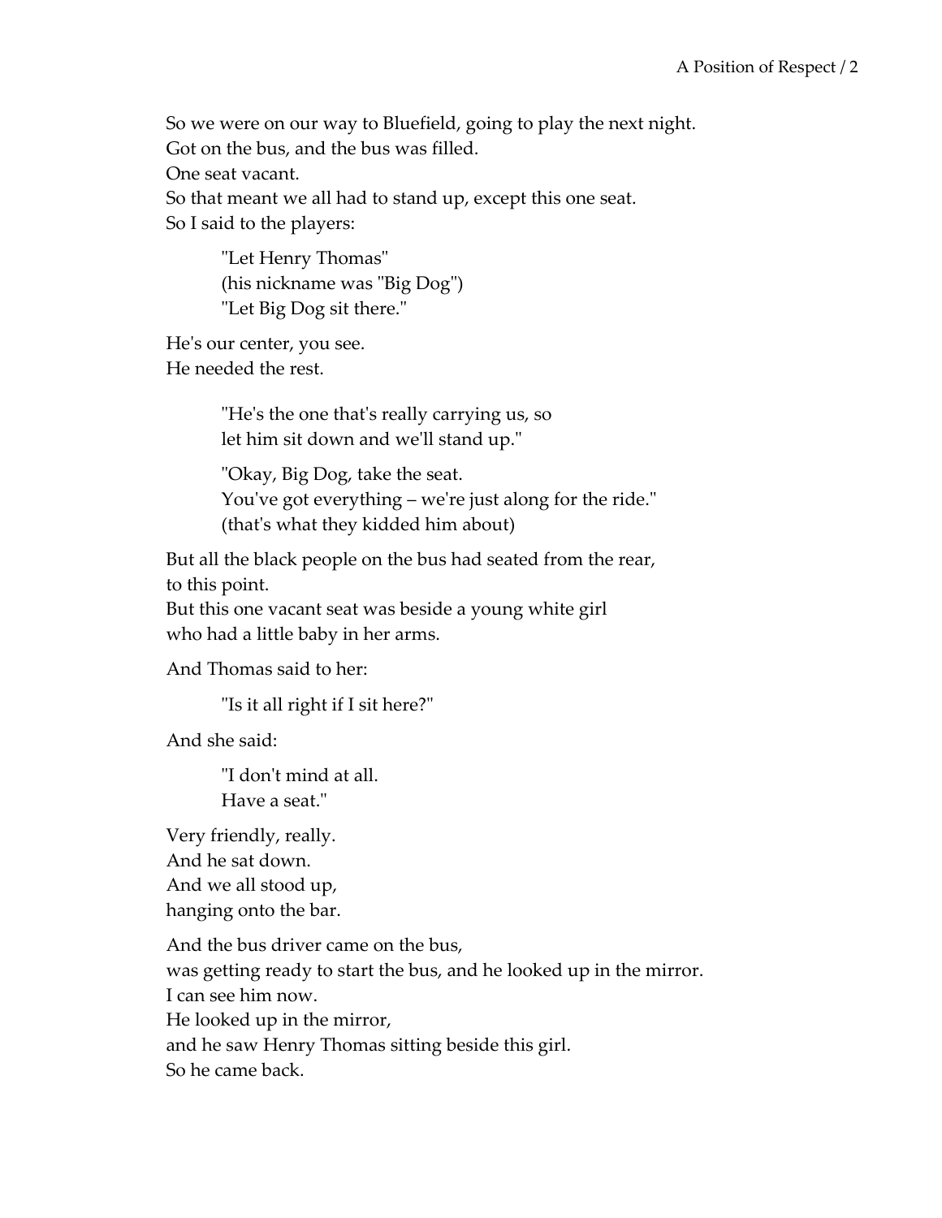So we were on our way to Bluefield, going to play the next night.
Got on the bus, and the bus was filled.
One seat vacant.
So that meant we all had to stand up, except this one seat.
So I said to the players:

> "Let Henry Thomas"
> (his nickname was "Big Dog")
> "Let Big Dog sit there."

He's our center, you see.
He needed the rest.

> "He's the one that's really carrying us, so
> let him sit down and we'll stand up."
>
> "Okay, Big Dog, take the seat.
> You've got everything – we're just along for the ride."
> (that's what they kidded him about)

But all the black people on the bus had seated from the rear,
to this point.
But this one vacant seat was beside a young white girl
who had a little baby in her arms.

And Thomas said to her:

> "Is it all right if I sit here?"

And she said:

> "I don't mind at all.
> Have a seat."

Very friendly, really.
And he sat down.
And we all stood up,
hanging onto the bar.

And the bus driver came on the bus,
was getting ready to start the bus, and he looked up in the mirror.
I can see him now.
He looked up in the mirror,
and he saw Henry Thomas sitting beside this girl.
So he came back.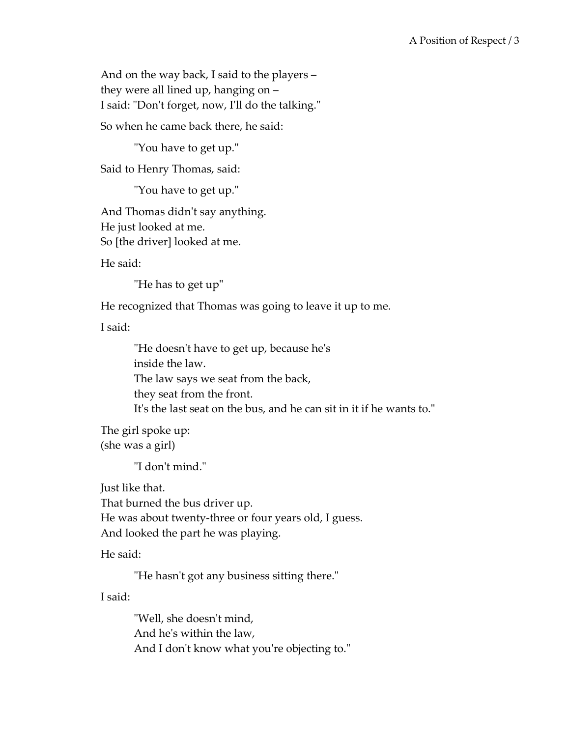And on the way back, I said to the players –  
they were all lined up, hanging on –  
I said: "Don't forget, now, I'll do the talking."

So when he came back there, he said:

> "You have to get up."

Said to Henry Thomas, said:

> "You have to get up."

And Thomas didn't say anything.  
He just looked at me.  
So [the driver] looked at me.

He said:

> "He has to get up"

He recognized that Thomas was going to leave it up to me.

I said:

> "He doesn't have to get up, because he's  
> inside the law.  
> The law says we seat from the back,  
> they seat from the front.  
> It's the last seat on the bus, and he can sit in it if he wants to."

The girl spoke up:  
(she was a girl)

> "I don't mind."

Just like that.  
That burned the bus driver up.  
He was about twenty-three or four years old, I guess.  
And looked the part he was playing.

He said:

> "He hasn't got any business sitting there."

I said:

> "Well, she doesn't mind,  
> And he's within the law,  
> And I don't know what you're objecting to."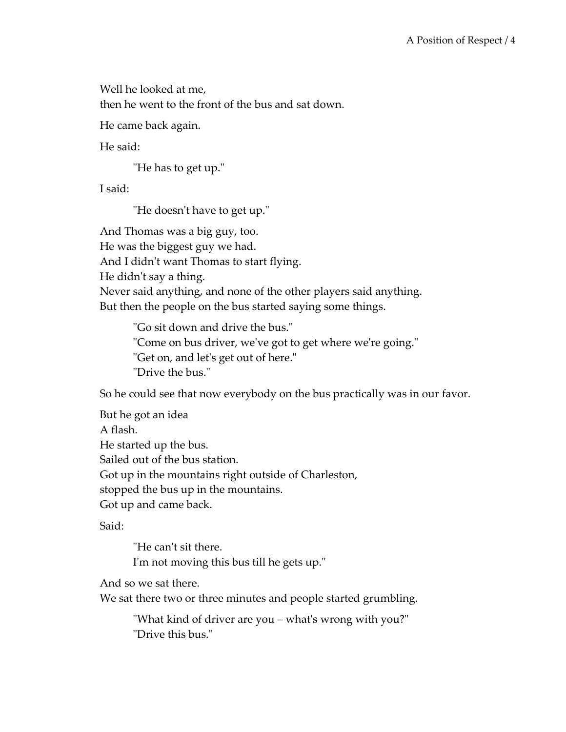Well he looked at me,
then he went to the front of the bus and sat down.

He came back again.

He said:

> "He has to get up."

I said:

> "He doesn't have to get up."

And Thomas was a big guy, too.
He was the biggest guy we had.
And I didn't want Thomas to start flying.
He didn't say a thing.
Never said anything, and none of the other players said anything.
But then the people on the bus started saying some things.

> "Go sit down and drive the bus."
> "Come on bus driver, we've got to get where we're going."
> "Get on, and let's get out of here."
> "Drive the bus."

So he could see that now everybody on the bus practically was in our favor.

But he got an idea
A flash.
He started up the bus.
Sailed out of the bus station.
Got up in the mountains right outside of Charleston,
stopped the bus up in the mountains.
Got up and came back.

Said:

> "He can't sit there.
> I'm not moving this bus till he gets up."

And so we sat there.
We sat there two or three minutes and people started grumbling.

> "What kind of driver are you – what's wrong with you?"
> "Drive this bus."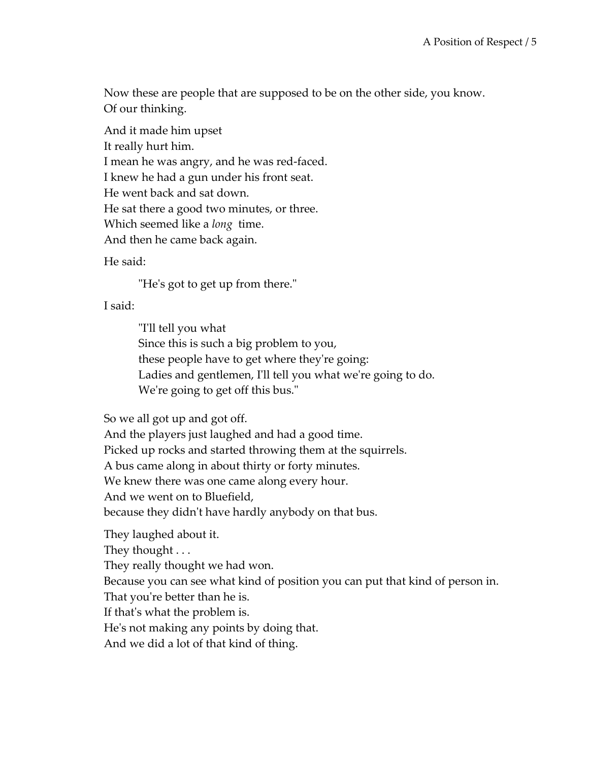Now these are people that are supposed to be on the other side, you know.
Of our thinking.

And it made him upset
It really hurt him.
I mean he was angry, and he was red-faced.
I knew he had a gun under his front seat.
He went back and sat down.
He sat there a good two minutes, or three.
Which seemed like a *long* time.
And then he came back again.

He said:

> "He's got to get up from there."

I said:

> "I'll tell you what
> Since this is such a big problem to you,
> these people have to get where they're going:
> Ladies and gentlemen, I'll tell you what we're going to do.
> We're going to get off this bus."

So we all got up and got off.
And the players just laughed and had a good time.
Picked up rocks and started throwing them at the squirrels.
A bus came along in about thirty or forty minutes.
We knew there was one came along every hour.
And we went on to Bluefield,
because they didn't have hardly anybody on that bus.

They laughed about it.
They thought . . .
They really thought we had won.
Because you can see what kind of position you can put that kind of person in.
That you're better than he is.
If that's what the problem is.
He's not making any points by doing that.
And we did a lot of that kind of thing.